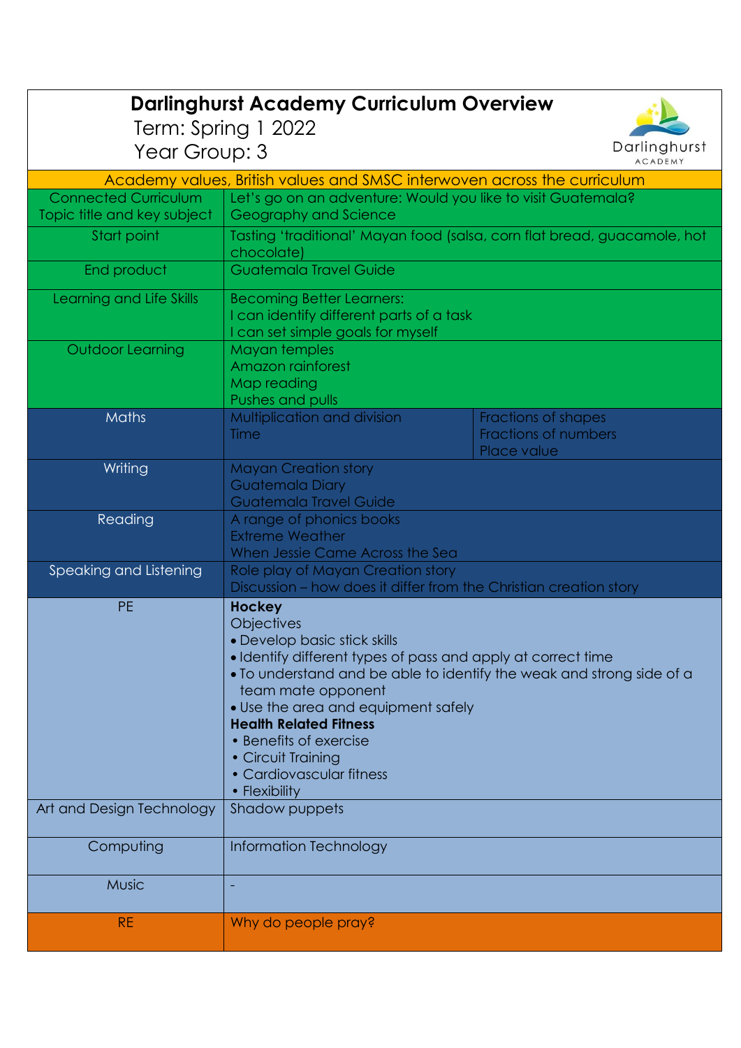# Darlinghurst Academy Curriculum Overview

Term: Spring 1 2022

Year Group: 3

| Academy values, British values and SMSC interwoven across the curriculum | | |
|---|---|---|
| Connected Curriculum<br>Topic title and key subject | Let's go on an adventure: Would you like to visit Guatemala?<br>Geography and Science | |
| Start point | Tasting 'traditional' Mayan food (salsa, corn flat bread, guacamole, hot chocolate) | |
| End product | Guatemala Travel Guide | |
| Learning and Life Skills | Becoming Better Learners:<br>I can identify different parts of a task<br>I can set simple goals for myself | |
| Outdoor Learning | Mayan temples<br>Amazon rainforest<br>Map reading<br>Pushes and pulls | |
| Maths | Multiplication and division<br>Time | Fractions of shapes<br>Fractions of numbers<br>Place value |
| Writing | Mayan Creation story<br>Guatemala Diary<br>Guatemala Travel Guide | |
| Reading | A range of phonics books<br>Extreme Weather<br>When Jessie Came Across the Sea | |
| Speaking and Listening | Role play of Mayan Creation story<br>Discussion – how does it differ from the Christian creation story | |
| PE | **Hockey**<br>Objectives<br>• Develop basic stick skills<br>• Identify different types of pass and apply at correct time<br>• To understand and be able to identify the weak and strong side of a team mate opponent<br>• Use the area and equipment safely<br>**Health Related Fitness**<br>• Benefits of exercise<br>• Circuit Training<br>• Cardiovascular fitness<br>• Flexibility | |
| Art and Design Technology | Shadow puppets | |
| Computing | Information Technology | |
| Music | - | |
| RE | Why do people pray? | |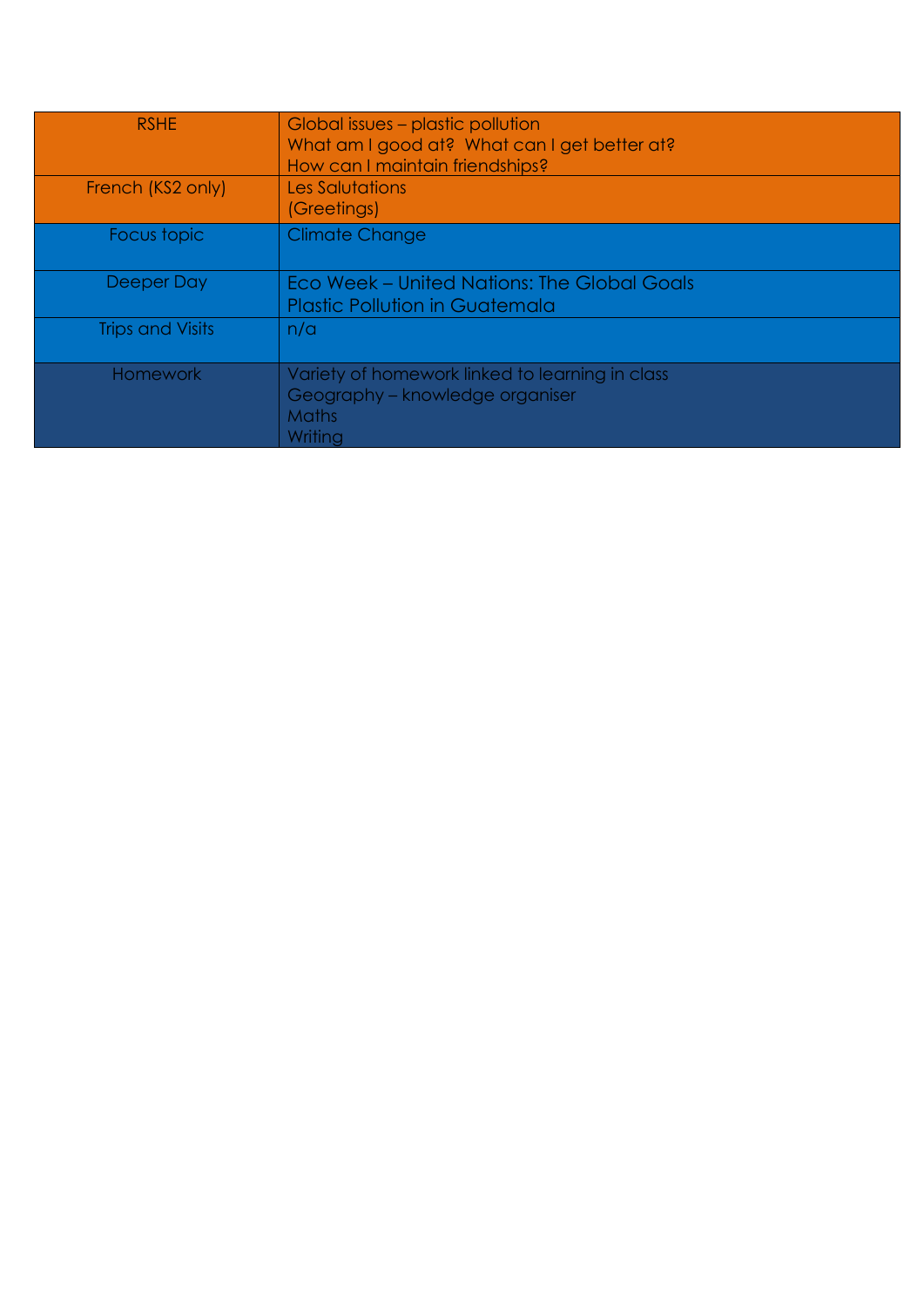| | |
|---|---|
| RSHE | Global issues – plastic pollution<br>What am I good at? What can I get better at?<br>How can I maintain friendships? |
| French (KS2 only) | Les Salutations<br>(Greetings) |
| Focus topic | Climate Change |
| Deeper Day | Eco Week – United Nations: The Global Goals<br>Plastic Pollution in Guatemala |
| Trips and Visits | n/a |
| Homework | Variety of homework linked to learning in class<br>Geography – knowledge organiser<br>Maths<br>Writing |